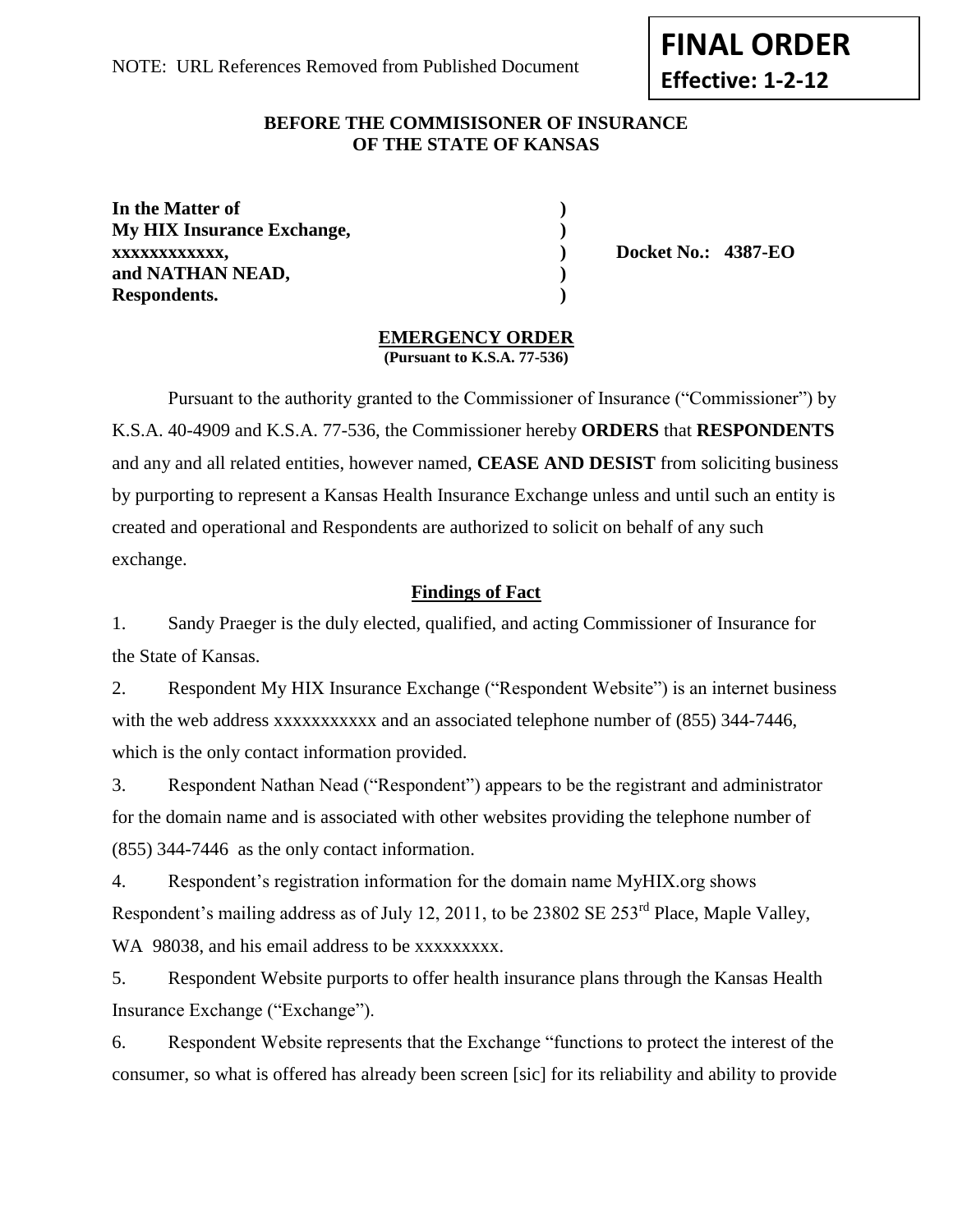NOTE: URL References Removed from Published Document

**FINAL ORDER**
**Effective: 1-2-12**

**BEFORE THE COMMISISONER OF INSURANCE OF THE STATE OF KANSAS**

**In the Matter of** )
**My HIX Insurance Exchange,** )
**xxxxxxxxxxxx,** ) **Docket No.: 4387-EO**
**and NATHAN NEAD,** )
**Respondents.** )

**EMERGENCY ORDER**
**(Pursuant to K.S.A. 77-536)**

Pursuant to the authority granted to the Commissioner of Insurance ("Commissioner") by K.S.A. 40-4909 and K.S.A. 77-536, the Commissioner hereby **ORDERS** that **RESPONDENTS** and any and all related entities, however named, **CEASE AND DESIST** from soliciting business by purporting to represent a Kansas Health Insurance Exchange unless and until such an entity is created and operational and Respondents are authorized to solicit on behalf of any such exchange.

**Findings of Fact**

1. Sandy Praeger is the duly elected, qualified, and acting Commissioner of Insurance for the State of Kansas.

2. Respondent My HIX Insurance Exchange ("Respondent Website") is an internet business with the web address xxxxxxxxxxx and an associated telephone number of (855) 344-7446, which is the only contact information provided.

3. Respondent Nathan Nead ("Respondent") appears to be the registrant and administrator for the domain name and is associated with other websites providing the telephone number of (855) 344-7446 as the only contact information.

4. Respondent's registration information for the domain name MyHIX.org shows Respondent's mailing address as of July 12, 2011, to be 23802 SE 253rd Place, Maple Valley, WA 98038, and his email address to be xxxxxxxxx.

5. Respondent Website purports to offer health insurance plans through the Kansas Health Insurance Exchange ("Exchange").

6. Respondent Website represents that the Exchange "functions to protect the interest of the consumer, so what is offered has already been screen [sic] for its reliability and ability to provide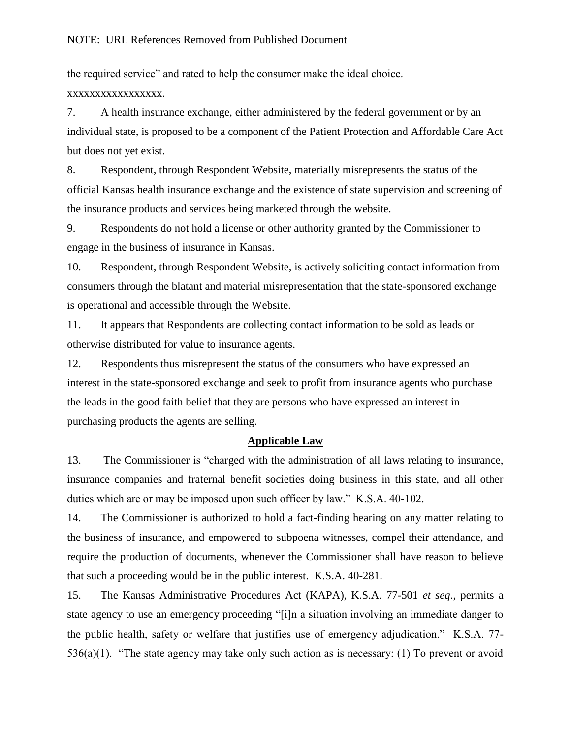NOTE: URL References Removed from Published Document

the required service" and rated to help the consumer make the ideal choice. xxxxxxxxxxxxxxxxx.

7. A health insurance exchange, either administered by the federal government or by an individual state, is proposed to be a component of the Patient Protection and Affordable Care Act but does not yet exist.

8. Respondent, through Respondent Website, materially misrepresents the status of the official Kansas health insurance exchange and the existence of state supervision and screening of the insurance products and services being marketed through the website.

9. Respondents do not hold a license or other authority granted by the Commissioner to engage in the business of insurance in Kansas.

10. Respondent, through Respondent Website, is actively soliciting contact information from consumers through the blatant and material misrepresentation that the state-sponsored exchange is operational and accessible through the Website.

11. It appears that Respondents are collecting contact information to be sold as leads or otherwise distributed for value to insurance agents.

12. Respondents thus misrepresent the status of the consumers who have expressed an interest in the state-sponsored exchange and seek to profit from insurance agents who purchase the leads in the good faith belief that they are persons who have expressed an interest in purchasing products the agents are selling.

## Applicable Law

13. The Commissioner is "charged with the administration of all laws relating to insurance, insurance companies and fraternal benefit societies doing business in this state, and all other duties which are or may be imposed upon such officer by law." K.S.A. 40-102.

14. The Commissioner is authorized to hold a fact-finding hearing on any matter relating to the business of insurance, and empowered to subpoena witnesses, compel their attendance, and require the production of documents, whenever the Commissioner shall have reason to believe that such a proceeding would be in the public interest. K.S.A. 40-281.

15. The Kansas Administrative Procedures Act (KAPA), K.S.A. 77-501 *et seq*., permits a state agency to use an emergency proceeding "[i]n a situation involving an immediate danger to the public health, safety or welfare that justifies use of emergency adjudication." K.S.A. 77-536(a)(1). "The state agency may take only such action as is necessary: (1) To prevent or avoid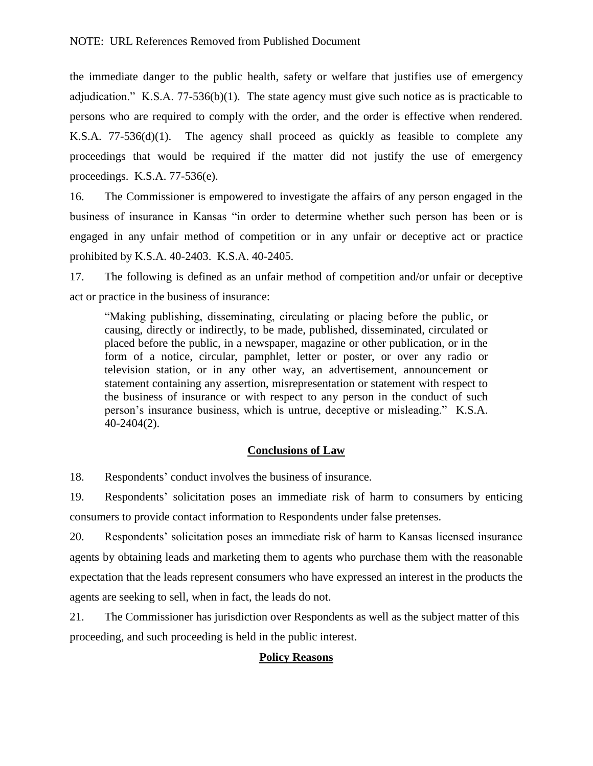NOTE: URL References Removed from Published Document

the immediate danger to the public health, safety or welfare that justifies use of emergency adjudication." K.S.A. 77-536(b)(1). The state agency must give such notice as is practicable to persons who are required to comply with the order, and the order is effective when rendered. K.S.A. 77-536(d)(1). The agency shall proceed as quickly as feasible to complete any proceedings that would be required if the matter did not justify the use of emergency proceedings. K.S.A. 77-536(e).

16. The Commissioner is empowered to investigate the affairs of any person engaged in the business of insurance in Kansas "in order to determine whether such person has been or is engaged in any unfair method of competition or in any unfair or deceptive act or practice prohibited by K.S.A. 40-2403. K.S.A. 40-2405.

17. The following is defined as an unfair method of competition and/or unfair or deceptive act or practice in the business of insurance:

> "Making publishing, disseminating, circulating or placing before the public, or causing, directly or indirectly, to be made, published, disseminated, circulated or placed before the public, in a newspaper, magazine or other publication, or in the form of a notice, circular, pamphlet, letter or poster, or over any radio or television station, or in any other way, an advertisement, announcement or statement containing any assertion, misrepresentation or statement with respect to the business of insurance or with respect to any person in the conduct of such person's insurance business, which is untrue, deceptive or misleading." K.S.A. 40-2404(2).

## Conclusions of Law

18. Respondents' conduct involves the business of insurance.

19. Respondents' solicitation poses an immediate risk of harm to consumers by enticing consumers to provide contact information to Respondents under false pretenses.

20. Respondents' solicitation poses an immediate risk of harm to Kansas licensed insurance agents by obtaining leads and marketing them to agents who purchase them with the reasonable expectation that the leads represent consumers who have expressed an interest in the products the agents are seeking to sell, when in fact, the leads do not.

21. The Commissioner has jurisdiction over Respondents as well as the subject matter of this proceeding, and such proceeding is held in the public interest.

## Policy Reasons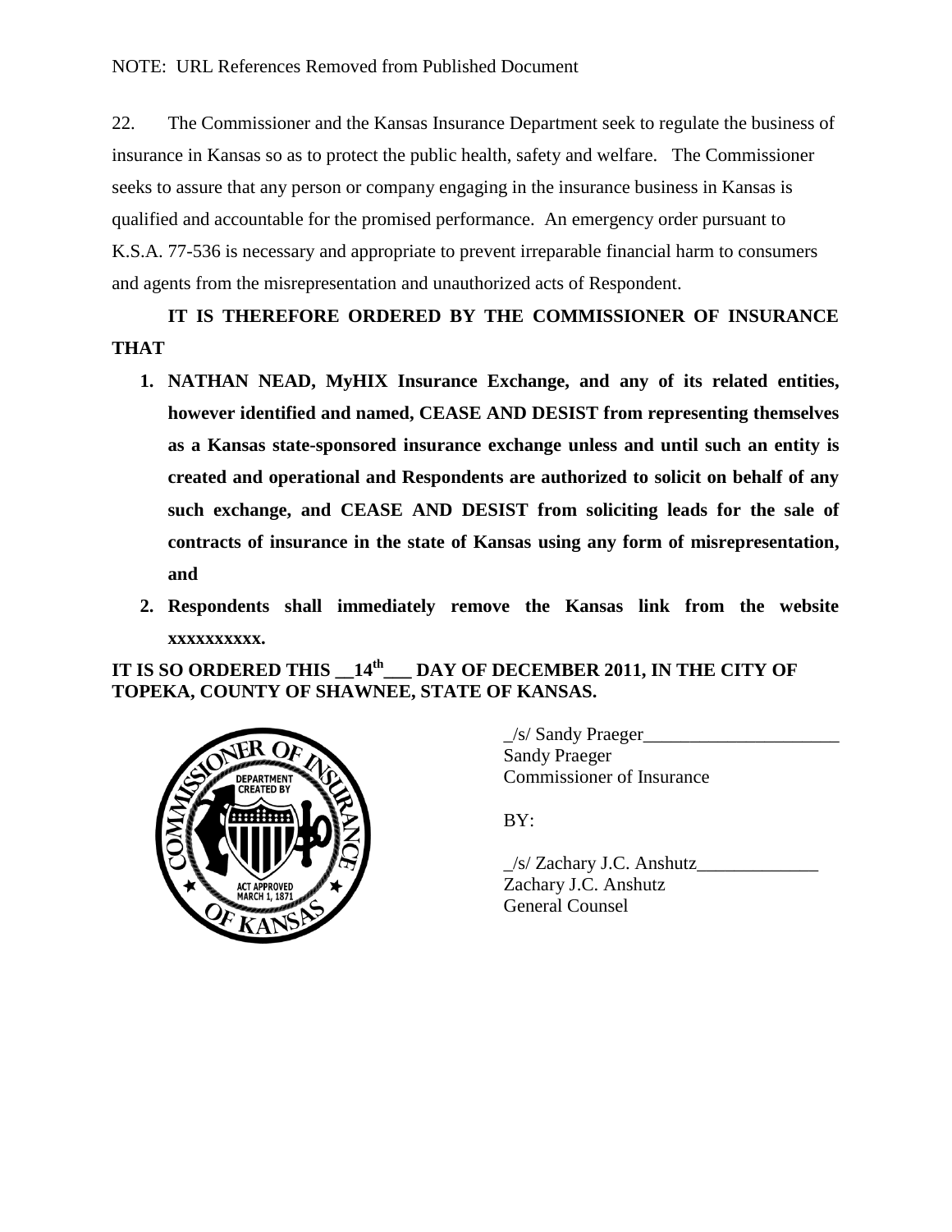NOTE: URL References Removed from Published Document

22. The Commissioner and the Kansas Insurance Department seek to regulate the business of insurance in Kansas so as to protect the public health, safety and welfare. The Commissioner seeks to assure that any person or company engaging in the insurance business in Kansas is qualified and accountable for the promised performance. An emergency order pursuant to K.S.A. 77-536 is necessary and appropriate to prevent irreparable financial harm to consumers and agents from the misrepresentation and unauthorized acts of Respondent.

**IT IS THEREFORE ORDERED BY THE COMMISSIONER OF INSURANCE THAT**

1. **NATHAN NEAD, MyHIX Insurance Exchange, and any of its related entities, however identified and named, CEASE AND DESIST from representing themselves as a Kansas state-sponsored insurance exchange unless and until such an entity is created and operational and Respondents are authorized to solicit on behalf of any such exchange, and CEASE AND DESIST from soliciting leads for the sale of contracts of insurance in the state of Kansas using any form of misrepresentation, and**
2. **Respondents shall immediately remove the Kansas link from the website xxxxxxxxxx.**

**IT IS SO ORDERED THIS __14th___ DAY OF DECEMBER 2011, IN THE CITY OF TOPEKA, COUNTY OF SHAWNEE, STATE OF KANSAS.**

_/s/ Sandy Praeger_____________________
Sandy Praeger
Commissioner of Insurance

BY:

_/s/ Zachary J.C. Anshutz_____________
Zachary J.C. Anshutz
General Counsel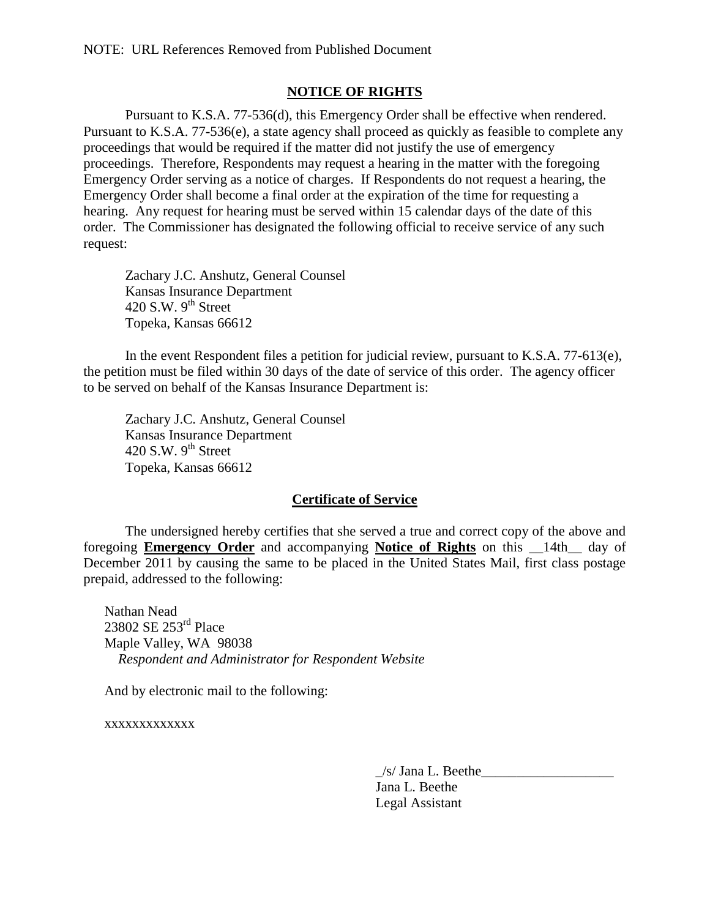NOTE: URL References Removed from Published Document

## NOTICE OF RIGHTS

Pursuant to K.S.A. 77-536(d), this Emergency Order shall be effective when rendered. Pursuant to K.S.A. 77-536(e), a state agency shall proceed as quickly as feasible to complete any proceedings that would be required if the matter did not justify the use of emergency proceedings. Therefore, Respondents may request a hearing in the matter with the foregoing Emergency Order serving as a notice of charges. If Respondents do not request a hearing, the Emergency Order shall become a final order at the expiration of the time for requesting a hearing. Any request for hearing must be served within 15 calendar days of the date of this order. The Commissioner has designated the following official to receive service of any such request:

Zachary J.C. Anshutz, General Counsel
Kansas Insurance Department
420 S.W. 9th Street
Topeka, Kansas 66612

In the event Respondent files a petition for judicial review, pursuant to K.S.A. 77-613(e), the petition must be filed within 30 days of the date of service of this order. The agency officer to be served on behalf of the Kansas Insurance Department is:

Zachary J.C. Anshutz, General Counsel
Kansas Insurance Department
420 S.W. 9th Street
Topeka, Kansas 66612

## Certificate of Service

The undersigned hereby certifies that she served a true and correct copy of the above and foregoing **Emergency Order** and accompanying **Notice of Rights** on this __14th__ day of December 2011 by causing the same to be placed in the United States Mail, first class postage prepaid, addressed to the following:

Nathan Nead
23802 SE 253rd Place
Maple Valley, WA 98038
*Respondent and Administrator for Respondent Website*

And by electronic mail to the following:

xxxxxxxxxxxxx

_/s/ Jana L. Beethe___________________
Jana L. Beethe
Legal Assistant